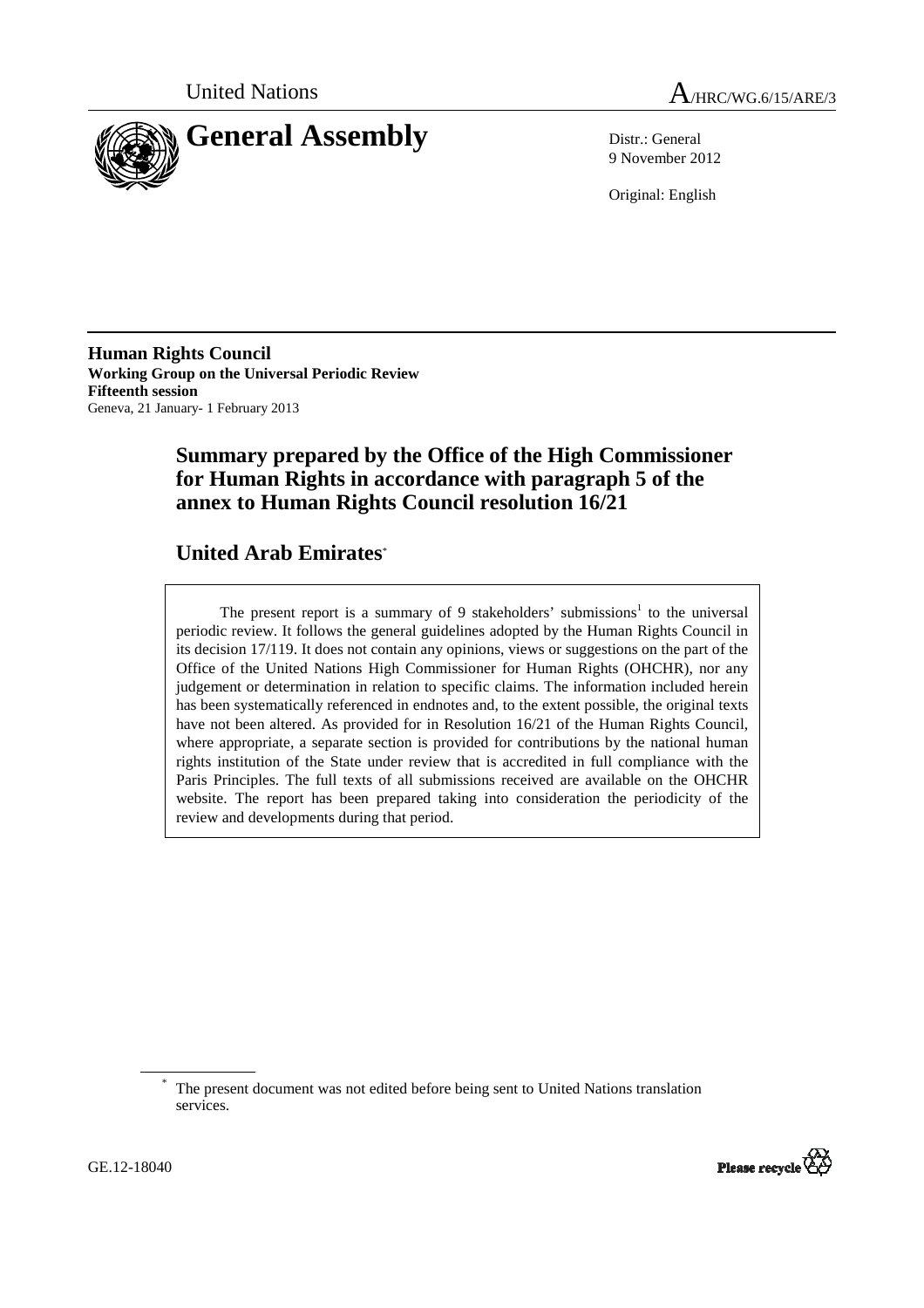United Nations

A/HRC/WG.6/15/ARE/3

# General Assembly

Distr.: General
9 November 2012

Original: English

**Human Rights Council**
**Working Group on the Universal Periodic Review**
**Fifteenth session**
Geneva, 21 January- 1 February 2013

## Summary prepared by the Office of the High Commissioner for Human Rights in accordance with paragraph 5 of the annex to Human Rights Council resolution 16/21

## United Arab Emirates*

The present report is a summary of 9 stakeholders' submissions[1] to the universal periodic review. It follows the general guidelines adopted by the Human Rights Council in its decision 17/119. It does not contain any opinions, views or suggestions on the part of the Office of the United Nations High Commissioner for Human Rights (OHCHR), nor any judgement or determination in relation to specific claims. The information included herein has been systematically referenced in endnotes and, to the extent possible, the original texts have not been altered. As provided for in Resolution 16/21 of the Human Rights Council, where appropriate, a separate section is provided for contributions by the national human rights institution of the State under review that is accredited in full compliance with the Paris Principles. The full texts of all submissions received are available on the OHCHR website. The report has been prepared taking into consideration the periodicity of the review and developments during that period.

* The present document was not edited before being sent to United Nations translation services.

GE.12-18040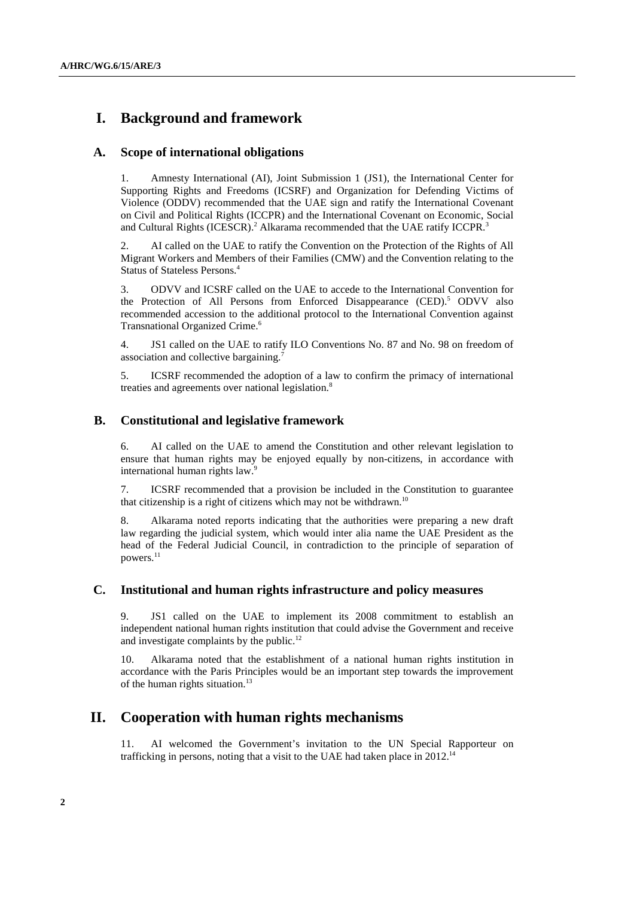# I. Background and framework

## A. Scope of international obligations

1. Amnesty International (AI), Joint Submission 1 (JS1), the International Center for Supporting Rights and Freedoms (ICSRF) and Organization for Defending Victims of Violence (ODDV) recommended that the UAE sign and ratify the International Covenant on Civil and Political Rights (ICCPR) and the International Covenant on Economic, Social and Cultural Rights (ICESCR).[2] Alkarama recommended that the UAE ratify ICCPR.[3]

2. AI called on the UAE to ratify the Convention on the Protection of the Rights of All Migrant Workers and Members of their Families (CMW) and the Convention relating to the Status of Stateless Persons.[4]

3. ODVV and ICSRF called on the UAE to accede to the International Convention for the Protection of All Persons from Enforced Disappearance (CED).[5] ODVV also recommended accession to the additional protocol to the International Convention against Transnational Organized Crime.[6]

4. JS1 called on the UAE to ratify ILO Conventions No. 87 and No. 98 on freedom of association and collective bargaining.[7]

5. ICSRF recommended the adoption of a law to confirm the primacy of international treaties and agreements over national legislation.[8]

## B. Constitutional and legislative framework

6. AI called on the UAE to amend the Constitution and other relevant legislation to ensure that human rights may be enjoyed equally by non-citizens, in accordance with international human rights law.[9]

7. ICSRF recommended that a provision be included in the Constitution to guarantee that citizenship is a right of citizens which may not be withdrawn.[10]

8. Alkarama noted reports indicating that the authorities were preparing a new draft law regarding the judicial system, which would inter alia name the UAE President as the head of the Federal Judicial Council, in contradiction to the principle of separation of powers.[11]

## C. Institutional and human rights infrastructure and policy measures

9. JS1 called on the UAE to implement its 2008 commitment to establish an independent national human rights institution that could advise the Government and receive and investigate complaints by the public.[12]

10. Alkarama noted that the establishment of a national human rights institution in accordance with the Paris Principles would be an important step towards the improvement of the human rights situation.[13]

# II. Cooperation with human rights mechanisms

11. AI welcomed the Government's invitation to the UN Special Rapporteur on trafficking in persons, noting that a visit to the UAE had taken place in 2012.[14]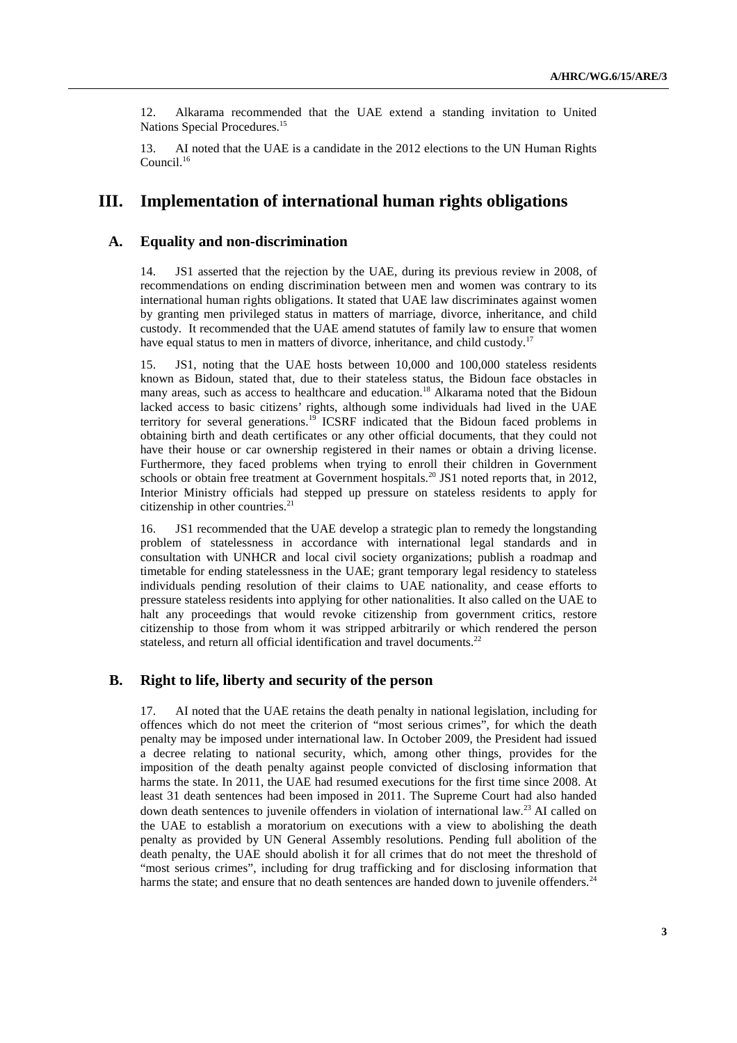12. Alkarama recommended that the UAE extend a standing invitation to United Nations Special Procedures.[15]

13. AI noted that the UAE is a candidate in the 2012 elections to the UN Human Rights Council.[16]

# III. Implementation of international human rights obligations

## A. Equality and non-discrimination

14. JS1 asserted that the rejection by the UAE, during its previous review in 2008, of recommendations on ending discrimination between men and women was contrary to its international human rights obligations. It stated that UAE law discriminates against women by granting men privileged status in matters of marriage, divorce, inheritance, and child custody. It recommended that the UAE amend statutes of family law to ensure that women have equal status to men in matters of divorce, inheritance, and child custody.[17]

15. JS1, noting that the UAE hosts between 10,000 and 100,000 stateless residents known as Bidoun, stated that, due to their stateless status, the Bidoun face obstacles in many areas, such as access to healthcare and education.[18] Alkarama noted that the Bidoun lacked access to basic citizens' rights, although some individuals had lived in the UAE territory for several generations.[19] ICSRF indicated that the Bidoun faced problems in obtaining birth and death certificates or any other official documents, that they could not have their house or car ownership registered in their names or obtain a driving license. Furthermore, they faced problems when trying to enroll their children in Government schools or obtain free treatment at Government hospitals.[20] JS1 noted reports that, in 2012, Interior Ministry officials had stepped up pressure on stateless residents to apply for citizenship in other countries.[21]

16. JS1 recommended that the UAE develop a strategic plan to remedy the longstanding problem of statelessness in accordance with international legal standards and in consultation with UNHCR and local civil society organizations; publish a roadmap and timetable for ending statelessness in the UAE; grant temporary legal residency to stateless individuals pending resolution of their claims to UAE nationality, and cease efforts to pressure stateless residents into applying for other nationalities. It also called on the UAE to halt any proceedings that would revoke citizenship from government critics, restore citizenship to those from whom it was stripped arbitrarily or which rendered the person stateless, and return all official identification and travel documents.[22]

## B. Right to life, liberty and security of the person

17. AI noted that the UAE retains the death penalty in national legislation, including for offences which do not meet the criterion of "most serious crimes", for which the death penalty may be imposed under international law. In October 2009, the President had issued a decree relating to national security, which, among other things, provides for the imposition of the death penalty against people convicted of disclosing information that harms the state. In 2011, the UAE had resumed executions for the first time since 2008. At least 31 death sentences had been imposed in 2011. The Supreme Court had also handed down death sentences to juvenile offenders in violation of international law.[23] AI called on the UAE to establish a moratorium on executions with a view to abolishing the death penalty as provided by UN General Assembly resolutions. Pending full abolition of the death penalty, the UAE should abolish it for all crimes that do not meet the threshold of "most serious crimes", including for drug trafficking and for disclosing information that harms the state; and ensure that no death sentences are handed down to juvenile offenders.[24]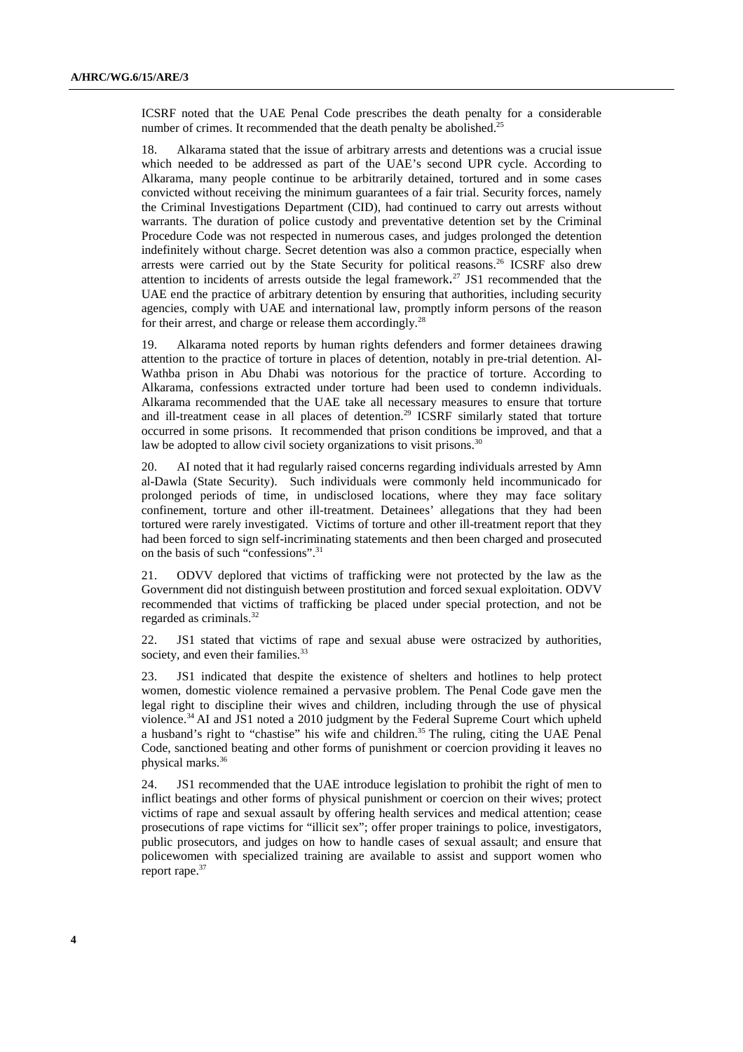ICSRF noted that the UAE Penal Code prescribes the death penalty for a considerable number of crimes. It recommended that the death penalty be abolished.[25]

18. Alkarama stated that the issue of arbitrary arrests and detentions was a crucial issue which needed to be addressed as part of the UAE's second UPR cycle. According to Alkarama, many people continue to be arbitrarily detained, tortured and in some cases convicted without receiving the minimum guarantees of a fair trial. Security forces, namely the Criminal Investigations Department (CID), had continued to carry out arrests without warrants. The duration of police custody and preventative detention set by the Criminal Procedure Code was not respected in numerous cases, and judges prolonged the detention indefinitely without charge. Secret detention was also a common practice, especially when arrests were carried out by the State Security for political reasons.[26] ICSRF also drew attention to incidents of arrests outside the legal framework**.**[27] JS1 recommended that the UAE end the practice of arbitrary detention by ensuring that authorities, including security agencies, comply with UAE and international law, promptly inform persons of the reason for their arrest, and charge or release them accordingly.[28]

19. Alkarama noted reports by human rights defenders and former detainees drawing attention to the practice of torture in places of detention, notably in pre-trial detention. Al-Wathba prison in Abu Dhabi was notorious for the practice of torture. According to Alkarama, confessions extracted under torture had been used to condemn individuals. Alkarama recommended that the UAE take all necessary measures to ensure that torture and ill-treatment cease in all places of detention.[29] ICSRF similarly stated that torture occurred in some prisons. It recommended that prison conditions be improved, and that a law be adopted to allow civil society organizations to visit prisons.[30]

20. AI noted that it had regularly raised concerns regarding individuals arrested by Amn al-Dawla (State Security). Such individuals were commonly held incommunicado for prolonged periods of time, in undisclosed locations, where they may face solitary confinement, torture and other ill-treatment. Detainees' allegations that they had been tortured were rarely investigated. Victims of torture and other ill-treatment report that they had been forced to sign self-incriminating statements and then been charged and prosecuted on the basis of such "confessions".[31]

21. ODVV deplored that victims of trafficking were not protected by the law as the Government did not distinguish between prostitution and forced sexual exploitation. ODVV recommended that victims of trafficking be placed under special protection, and not be regarded as criminals.[32]

22. JS1 stated that victims of rape and sexual abuse were ostracized by authorities, society, and even their families.[33]

23. JS1 indicated that despite the existence of shelters and hotlines to help protect women, domestic violence remained a pervasive problem. The Penal Code gave men the legal right to discipline their wives and children, including through the use of physical violence.[34] AI and JS1 noted a 2010 judgment by the Federal Supreme Court which upheld a husband's right to "chastise" his wife and children.[35] The ruling, citing the UAE Penal Code, sanctioned beating and other forms of punishment or coercion providing it leaves no physical marks.[36]

24. JS1 recommended that the UAE introduce legislation to prohibit the right of men to inflict beatings and other forms of physical punishment or coercion on their wives; protect victims of rape and sexual assault by offering health services and medical attention; cease prosecutions of rape victims for "illicit sex"; offer proper trainings to police, investigators, public prosecutors, and judges on how to handle cases of sexual assault; and ensure that policewomen with specialized training are available to assist and support women who report rape.[37]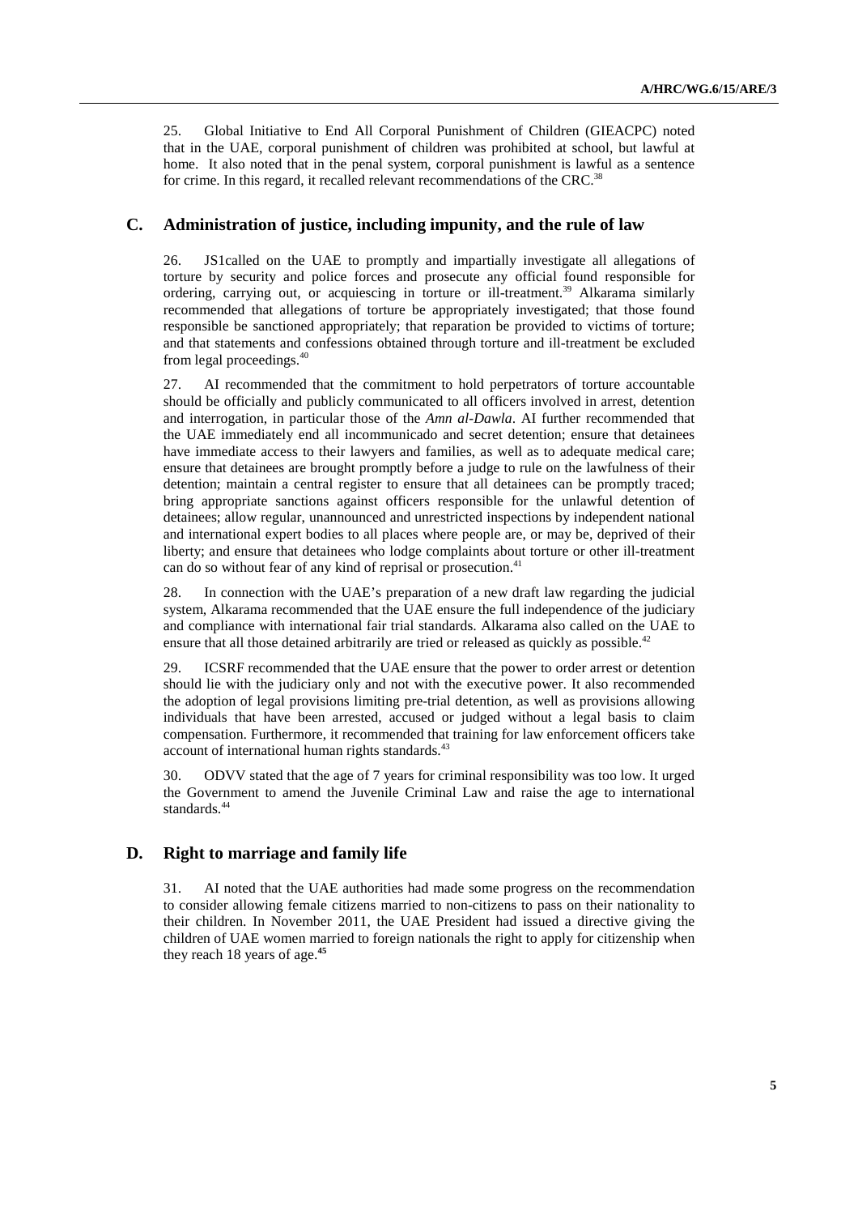25. Global Initiative to End All Corporal Punishment of Children (GIEACPC) noted that in the UAE, corporal punishment of children was prohibited at school, but lawful at home. It also noted that in the penal system, corporal punishment is lawful as a sentence for crime. In this regard, it recalled relevant recommendations of the CRC.[38]

## C. Administration of justice, including impunity, and the rule of law

26. JS1called on the UAE to promptly and impartially investigate all allegations of torture by security and police forces and prosecute any official found responsible for ordering, carrying out, or acquiescing in torture or ill-treatment.[39] Alkarama similarly recommended that allegations of torture be appropriately investigated; that those found responsible be sanctioned appropriately; that reparation be provided to victims of torture; and that statements and confessions obtained through torture and ill-treatment be excluded from legal proceedings.[40]

27. AI recommended that the commitment to hold perpetrators of torture accountable should be officially and publicly communicated to all officers involved in arrest, detention and interrogation, in particular those of the *Amn al-Dawla*. AI further recommended that the UAE immediately end all incommunicado and secret detention; ensure that detainees have immediate access to their lawyers and families, as well as to adequate medical care; ensure that detainees are brought promptly before a judge to rule on the lawfulness of their detention; maintain a central register to ensure that all detainees can be promptly traced; bring appropriate sanctions against officers responsible for the unlawful detention of detainees; allow regular, unannounced and unrestricted inspections by independent national and international expert bodies to all places where people are, or may be, deprived of their liberty; and ensure that detainees who lodge complaints about torture or other ill-treatment can do so without fear of any kind of reprisal or prosecution.[41]

28. In connection with the UAE's preparation of a new draft law regarding the judicial system, Alkarama recommended that the UAE ensure the full independence of the judiciary and compliance with international fair trial standards. Alkarama also called on the UAE to ensure that all those detained arbitrarily are tried or released as quickly as possible.[42]

29. ICSRF recommended that the UAE ensure that the power to order arrest or detention should lie with the judiciary only and not with the executive power. It also recommended the adoption of legal provisions limiting pre-trial detention, as well as provisions allowing individuals that have been arrested, accused or judged without a legal basis to claim compensation. Furthermore, it recommended that training for law enforcement officers take account of international human rights standards.[43]

30. ODVV stated that the age of 7 years for criminal responsibility was too low. It urged the Government to amend the Juvenile Criminal Law and raise the age to international standards.[44]

## D. Right to marriage and family life

31. AI noted that the UAE authorities had made some progress on the recommendation to consider allowing female citizens married to non-citizens to pass on their nationality to their children. In November 2011, the UAE President had issued a directive giving the children of UAE women married to foreign nationals the right to apply for citizenship when they reach 18 years of age.[45]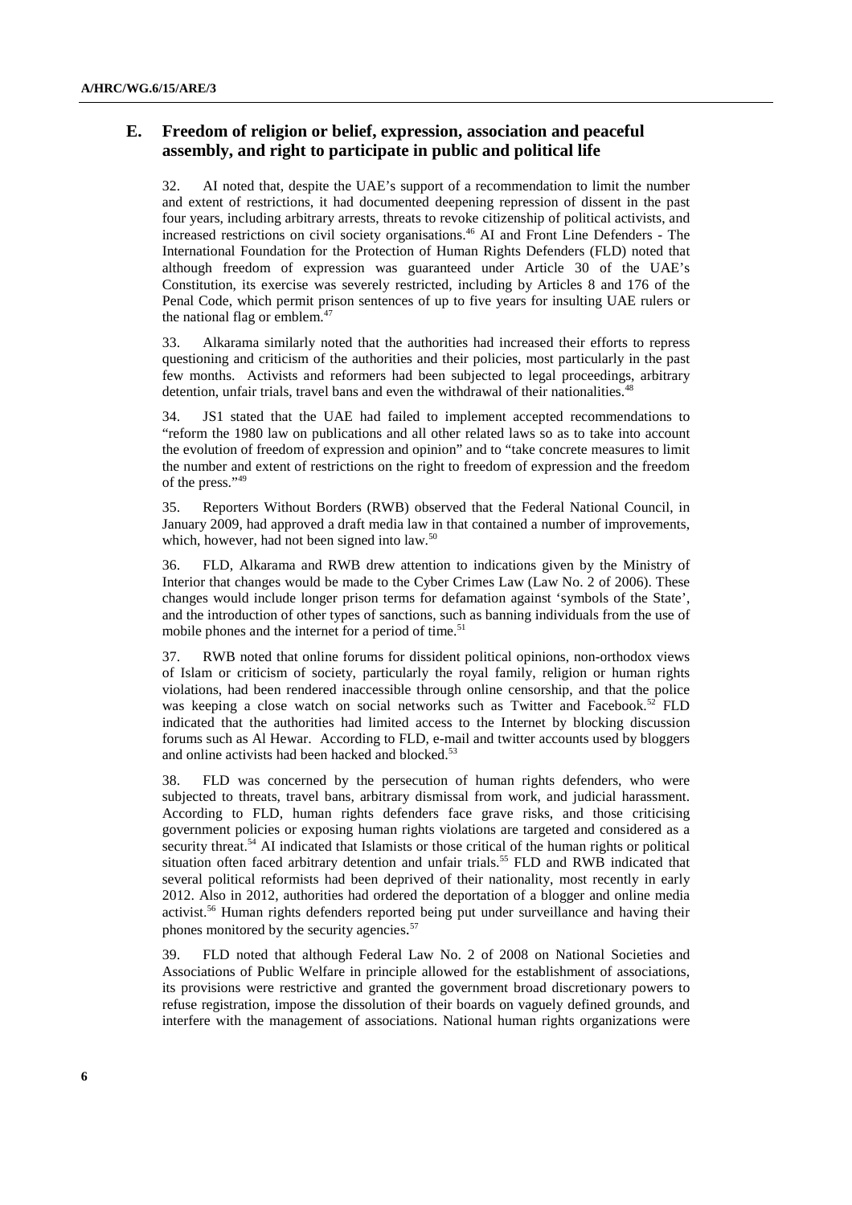## E. Freedom of religion or belief, expression, association and peaceful assembly, and right to participate in public and political life

32. AI noted that, despite the UAE's support of a recommendation to limit the number and extent of restrictions, it had documented deepening repression of dissent in the past four years, including arbitrary arrests, threats to revoke citizenship of political activists, and increased restrictions on civil society organisations.[46] AI and Front Line Defenders - The International Foundation for the Protection of Human Rights Defenders (FLD) noted that although freedom of expression was guaranteed under Article 30 of the UAE's Constitution, its exercise was severely restricted, including by Articles 8 and 176 of the Penal Code, which permit prison sentences of up to five years for insulting UAE rulers or the national flag or emblem.[47]

33. Alkarama similarly noted that the authorities had increased their efforts to repress questioning and criticism of the authorities and their policies, most particularly in the past few months. Activists and reformers had been subjected to legal proceedings, arbitrary detention, unfair trials, travel bans and even the withdrawal of their nationalities.[48]

34. JS1 stated that the UAE had failed to implement accepted recommendations to "reform the 1980 law on publications and all other related laws so as to take into account the evolution of freedom of expression and opinion" and to "take concrete measures to limit the number and extent of restrictions on the right to freedom of expression and the freedom of the press."[49]

35. Reporters Without Borders (RWB) observed that the Federal National Council, in January 2009, had approved a draft media law in that contained a number of improvements, which, however, had not been signed into law.[50]

36. FLD, Alkarama and RWB drew attention to indications given by the Ministry of Interior that changes would be made to the Cyber Crimes Law (Law No. 2 of 2006). These changes would include longer prison terms for defamation against 'symbols of the State', and the introduction of other types of sanctions, such as banning individuals from the use of mobile phones and the internet for a period of time.[51]

37. RWB noted that online forums for dissident political opinions, non-orthodox views of Islam or criticism of society, particularly the royal family, religion or human rights violations, had been rendered inaccessible through online censorship, and that the police was keeping a close watch on social networks such as Twitter and Facebook.[52] FLD indicated that the authorities had limited access to the Internet by blocking discussion forums such as Al Hewar. According to FLD, e-mail and twitter accounts used by bloggers and online activists had been hacked and blocked.[53]

38. FLD was concerned by the persecution of human rights defenders, who were subjected to threats, travel bans, arbitrary dismissal from work, and judicial harassment. According to FLD, human rights defenders face grave risks, and those criticising government policies or exposing human rights violations are targeted and considered as a security threat.[54] AI indicated that Islamists or those critical of the human rights or political situation often faced arbitrary detention and unfair trials.[55] FLD and RWB indicated that several political reformists had been deprived of their nationality, most recently in early 2012. Also in 2012, authorities had ordered the deportation of a blogger and online media activist.[56] Human rights defenders reported being put under surveillance and having their phones monitored by the security agencies.[57]

39. FLD noted that although Federal Law No. 2 of 2008 on National Societies and Associations of Public Welfare in principle allowed for the establishment of associations, its provisions were restrictive and granted the government broad discretionary powers to refuse registration, impose the dissolution of their boards on vaguely defined grounds, and interfere with the management of associations. National human rights organizations were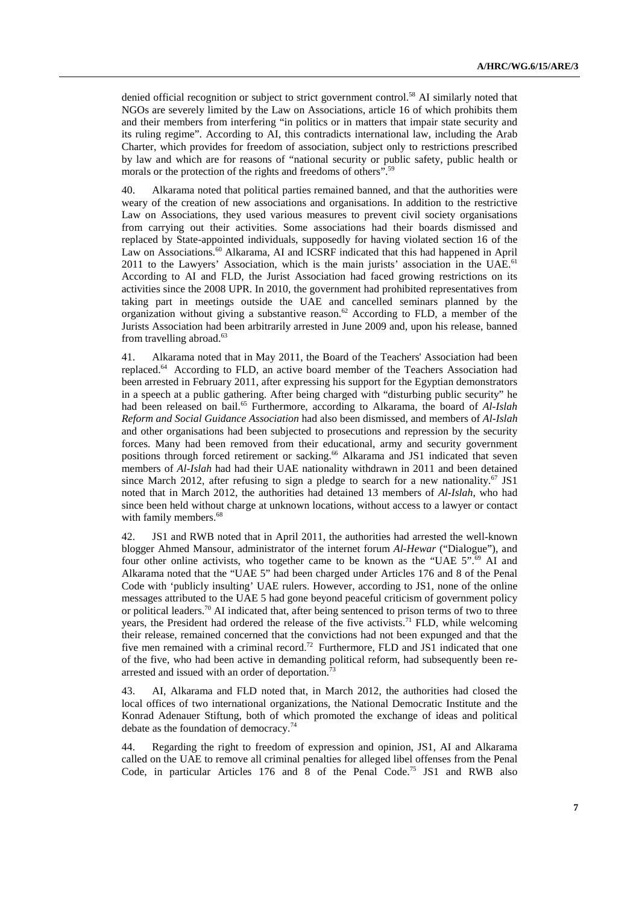denied official recognition or subject to strict government control.[58] AI similarly noted that NGOs are severely limited by the Law on Associations, article 16 of which prohibits them and their members from interfering "in politics or in matters that impair state security and its ruling regime". According to AI, this contradicts international law, including the Arab Charter, which provides for freedom of association, subject only to restrictions prescribed by law and which are for reasons of "national security or public safety, public health or morals or the protection of the rights and freedoms of others".[59]

40. Alkarama noted that political parties remained banned, and that the authorities were weary of the creation of new associations and organisations. In addition to the restrictive Law on Associations, they used various measures to prevent civil society organisations from carrying out their activities. Some associations had their boards dismissed and replaced by State-appointed individuals, supposedly for having violated section 16 of the Law on Associations.[60] Alkarama, AI and ICSRF indicated that this had happened in April 2011 to the Lawyers' Association, which is the main jurists' association in the UAE.[61] According to AI and FLD, the Jurist Association had faced growing restrictions on its activities since the 2008 UPR. In 2010, the government had prohibited representatives from taking part in meetings outside the UAE and cancelled seminars planned by the organization without giving a substantive reason.[62] According to FLD, a member of the Jurists Association had been arbitrarily arrested in June 2009 and, upon his release, banned from travelling abroad.[63]

41. Alkarama noted that in May 2011, the Board of the Teachers' Association had been replaced.[64] According to FLD, an active board member of the Teachers Association had been arrested in February 2011, after expressing his support for the Egyptian demonstrators in a speech at a public gathering. After being charged with "disturbing public security" he had been released on bail.[65] Furthermore, according to Alkarama, the board of *Al-Islah Reform and Social Guidance Association* had also been dismissed, and members of *Al-Islah* and other organisations had been subjected to prosecutions and repression by the security forces. Many had been removed from their educational, army and security government positions through forced retirement or sacking.[66] Alkarama and JS1 indicated that seven members of *Al-Islah* had had their UAE nationality withdrawn in 2011 and been detained since March 2012, after refusing to sign a pledge to search for a new nationality.[67] JS1 noted that in March 2012, the authorities had detained 13 members of *Al-Islah*, who had since been held without charge at unknown locations, without access to a lawyer or contact with family members.[68]

42. JS1 and RWB noted that in April 2011, the authorities had arrested the well-known blogger Ahmed Mansour, administrator of the internet forum *Al-Hewar* ("Dialogue"), and four other online activists, who together came to be known as the "UAE 5".[69] AI and Alkarama noted that the "UAE 5" had been charged under Articles 176 and 8 of the Penal Code with 'publicly insulting' UAE rulers. However, according to JS1, none of the online messages attributed to the UAE 5 had gone beyond peaceful criticism of government policy or political leaders.[70] AI indicated that, after being sentenced to prison terms of two to three years, the President had ordered the release of the five activists.[71] FLD, while welcoming their release, remained concerned that the convictions had not been expunged and that the five men remained with a criminal record.[72] Furthermore, FLD and JS1 indicated that one of the five, who had been active in demanding political reform, had subsequently been re-arrested and issued with an order of deportation.[73]

43. AI, Alkarama and FLD noted that, in March 2012, the authorities had closed the local offices of two international organizations, the National Democratic Institute and the Konrad Adenauer Stiftung, both of which promoted the exchange of ideas and political debate as the foundation of democracy.[74]

44. Regarding the right to freedom of expression and opinion, JS1, AI and Alkarama called on the UAE to remove all criminal penalties for alleged libel offenses from the Penal Code, in particular Articles 176 and 8 of the Penal Code.[75] JS1 and RWB also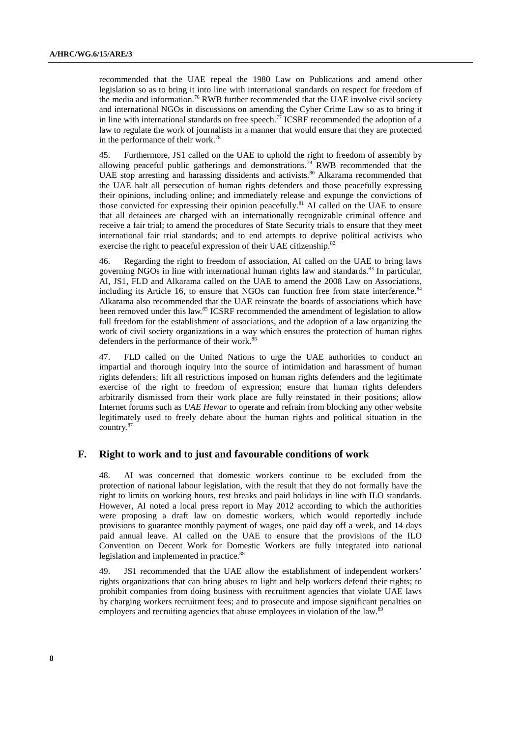recommended that the UAE repeal the 1980 Law on Publications and amend other legislation so as to bring it into line with international standards on respect for freedom of the media and information.[76] RWB further recommended that the UAE involve civil society and international NGOs in discussions on amending the Cyber Crime Law so as to bring it in line with international standards on free speech.[77] ICSRF recommended the adoption of a law to regulate the work of journalists in a manner that would ensure that they are protected in the performance of their work.[78]

45. Furthermore, JS1 called on the UAE to uphold the right to freedom of assembly by allowing peaceful public gatherings and demonstrations.[79] RWB recommended that the UAE stop arresting and harassing dissidents and activists.[80] Alkarama recommended that the UAE halt all persecution of human rights defenders and those peacefully expressing their opinions, including online; and immediately release and expunge the convictions of those convicted for expressing their opinion peacefully.[81] AI called on the UAE to ensure that all detainees are charged with an internationally recognizable criminal offence and receive a fair trial; to amend the procedures of State Security trials to ensure that they meet international fair trial standards; and to end attempts to deprive political activists who exercise the right to peaceful expression of their UAE citizenship.[82]

46. Regarding the right to freedom of association, AI called on the UAE to bring laws governing NGOs in line with international human rights law and standards.[83] In particular, AI, JS1, FLD and Alkarama called on the UAE to amend the 2008 Law on Associations, including its Article 16, to ensure that NGOs can function free from state interference.[84] Alkarama also recommended that the UAE reinstate the boards of associations which have been removed under this law.[85] ICSRF recommended the amendment of legislation to allow full freedom for the establishment of associations, and the adoption of a law organizing the work of civil society organizations in a way which ensures the protection of human rights defenders in the performance of their work.[86]

47. FLD called on the United Nations to urge the UAE authorities to conduct an impartial and thorough inquiry into the source of intimidation and harassment of human rights defenders; lift all restrictions imposed on human rights defenders and the legitimate exercise of the right to freedom of expression; ensure that human rights defenders arbitrarily dismissed from their work place are fully reinstated in their positions; allow Internet forums such as *UAE Hewar* to operate and refrain from blocking any other website legitimately used to freely debate about the human rights and political situation in the country.[87]

## F. Right to work and to just and favourable conditions of work

48. AI was concerned that domestic workers continue to be excluded from the protection of national labour legislation, with the result that they do not formally have the right to limits on working hours, rest breaks and paid holidays in line with ILO standards. However, AI noted a local press report in May 2012 according to which the authorities were proposing a draft law on domestic workers, which would reportedly include provisions to guarantee monthly payment of wages, one paid day off a week, and 14 days paid annual leave. AI called on the UAE to ensure that the provisions of the ILO Convention on Decent Work for Domestic Workers are fully integrated into national legislation and implemented in practice.[88]

49. JS1 recommended that the UAE allow the establishment of independent workers' rights organizations that can bring abuses to light and help workers defend their rights; to prohibit companies from doing business with recruitment agencies that violate UAE laws by charging workers recruitment fees; and to prosecute and impose significant penalties on employers and recruiting agencies that abuse employees in violation of the law.[89]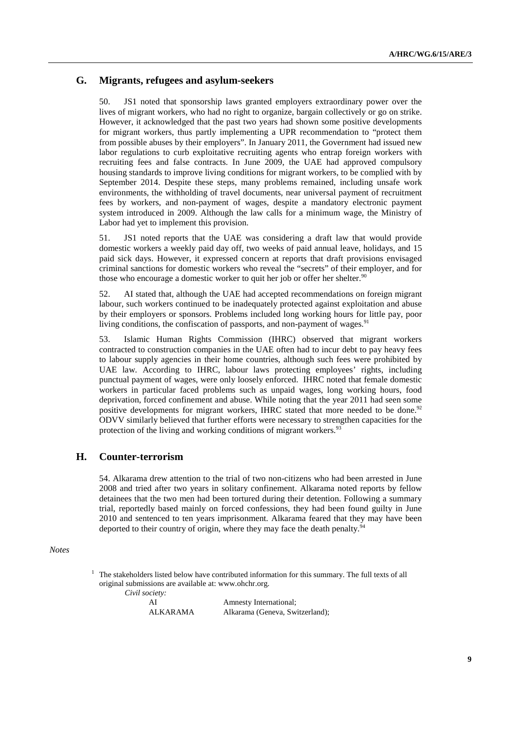## G. Migrants, refugees and asylum-seekers

50. JS1 noted that sponsorship laws granted employers extraordinary power over the lives of migrant workers, who had no right to organize, bargain collectively or go on strike. However, it acknowledged that the past two years had shown some positive developments for migrant workers, thus partly implementing a UPR recommendation to "protect them from possible abuses by their employers". In January 2011, the Government had issued new labor regulations to curb exploitative recruiting agents who entrap foreign workers with recruiting fees and false contracts. In June 2009, the UAE had approved compulsory housing standards to improve living conditions for migrant workers, to be complied with by September 2014. Despite these steps, many problems remained, including unsafe work environments, the withholding of travel documents, near universal payment of recruitment fees by workers, and non-payment of wages, despite a mandatory electronic payment system introduced in 2009. Although the law calls for a minimum wage, the Ministry of Labor had yet to implement this provision.

51. JS1 noted reports that the UAE was considering a draft law that would provide domestic workers a weekly paid day off, two weeks of paid annual leave, holidays, and 15 paid sick days. However, it expressed concern at reports that draft provisions envisaged criminal sanctions for domestic workers who reveal the "secrets" of their employer, and for those who encourage a domestic worker to quit her job or offer her shelter.[90]

52. AI stated that, although the UAE had accepted recommendations on foreign migrant labour, such workers continued to be inadequately protected against exploitation and abuse by their employers or sponsors. Problems included long working hours for little pay, poor living conditions, the confiscation of passports, and non-payment of wages.[91]

53. Islamic Human Rights Commission (IHRC) observed that migrant workers contracted to construction companies in the UAE often had to incur debt to pay heavy fees to labour supply agencies in their home countries, although such fees were prohibited by UAE law. According to IHRC, labour laws protecting employees' rights, including punctual payment of wages, were only loosely enforced. IHRC noted that female domestic workers in particular faced problems such as unpaid wages, long working hours, food deprivation, forced confinement and abuse. While noting that the year 2011 had seen some positive developments for migrant workers, IHRC stated that more needed to be done.[92] ODVV similarly believed that further efforts were necessary to strengthen capacities for the protection of the living and working conditions of migrant workers.[93]

## H. Counter-terrorism

54. Alkarama drew attention to the trial of two non-citizens who had been arrested in June 2008 and tried after two years in solitary confinement. Alkarama noted reports by fellow detainees that the two men had been tortured during their detention. Following a summary trial, reportedly based mainly on forced confessions, they had been found guilty in June 2010 and sentenced to ten years imprisonment. Alkarama feared that they may have been deported to their country of origin, where they may face the death penalty.[94]

*Notes*

[1] The stakeholders listed below have contributed information for this summary. The full texts of all original submissions are available at: www.ohchr.org.

*Civil society:*

| | |
|---|---|
| AI | Amnesty International; |
| ALKARAMA | Alkarama (Geneva, Switzerland); |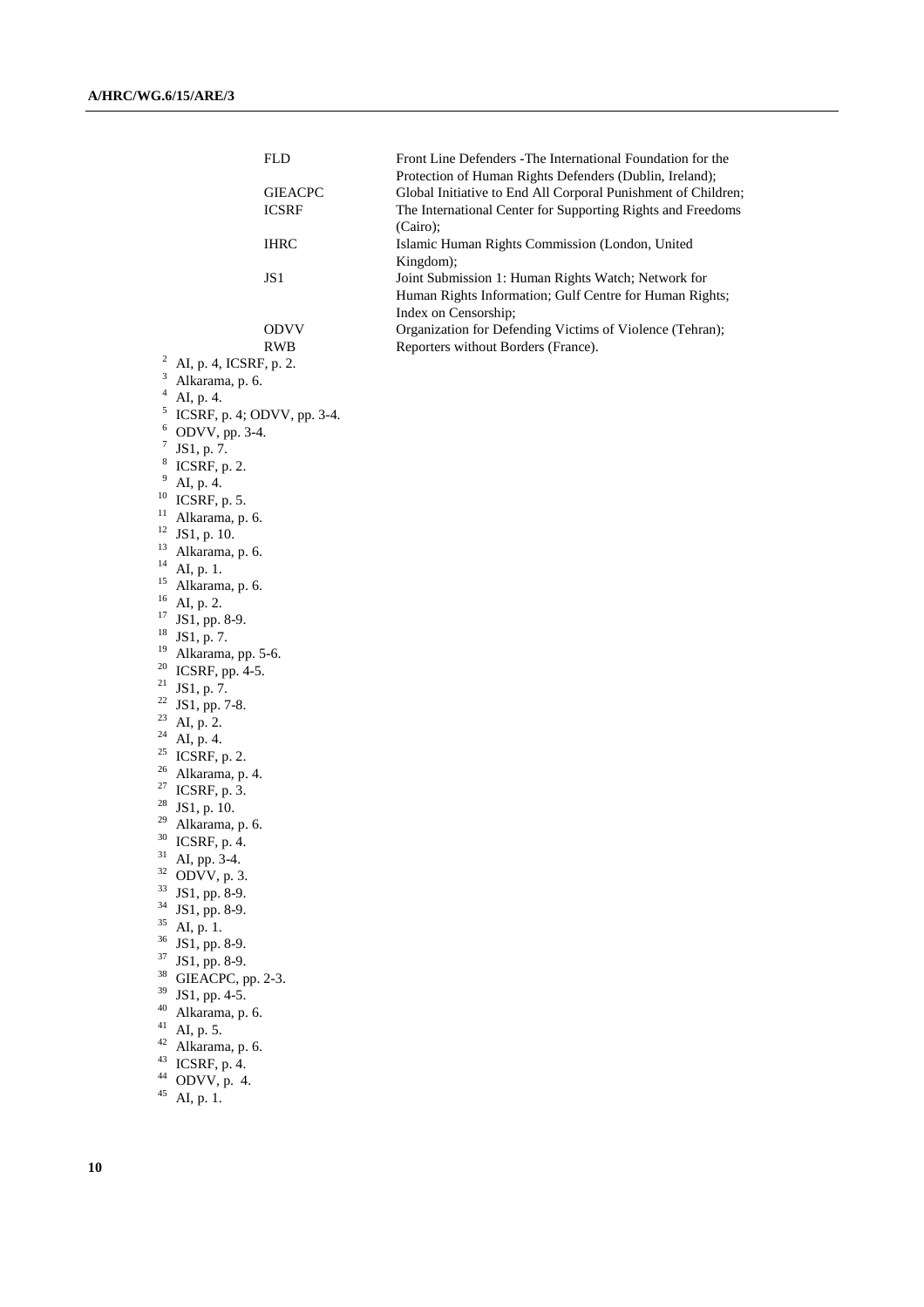| | |
|---|---|
| FLD | Front Line Defenders -The International Foundation for the Protection of Human Rights Defenders (Dublin, Ireland); |
| GIEACPC | Global Initiative to End All Corporal Punishment of Children; |
| ICSRF | The International Center for Supporting Rights and Freedoms (Cairo); |
| IHRC | Islamic Human Rights Commission (London, United Kingdom); |
| JS1 | Joint Submission 1: Human Rights Watch; Network for Human Rights Information; Gulf Centre for Human Rights; Index on Censorship; |
| ODVV | Organization for Defending Victims of Violence (Tehran); |
| RWB | Reporters without Borders (France). |

[2] AI, p. 4, ICSRF, p. 2.
[3] Alkarama, p. 6.
[4] AI, p. 4.
[5] ICSRF, p. 4; ODVV, pp. 3-4.
[6] ODVV, pp. 3-4.
[7] JS1, p. 7.
[8] ICSRF, p. 2.
[9] AI, p. 4.
[10] ICSRF, p. 5.
[11] Alkarama, p. 6.
[12] JS1, p. 10.
[13] Alkarama, p. 6.
[14] AI, p. 1.
[15] Alkarama, p. 6.
[16] AI, p. 2.
[17] JS1, pp. 8-9.
[18] JS1, p. 7.
[19] Alkarama, pp. 5-6.
[20] ICSRF, pp. 4-5.
[21] JS1, p. 7.
[22] JS1, pp. 7-8.
[23] AI, p. 2.
[24] AI, p. 4.
[25] ICSRF, p. 2.
[26] Alkarama, p. 4.
[27] ICSRF, p. 3.
[28] JS1, p. 10.
[29] Alkarama, p. 6.
[30] ICSRF, p. 4.
[31] AI, pp. 3-4.
[32] ODVV, p. 3.
[33] JS1, pp. 8-9.
[34] JS1, pp. 8-9.
[35] AI, p. 1.
[36] JS1, pp. 8-9.
[37] JS1, pp. 8-9.
[38] GIEACPC, pp. 2-3.
[39] JS1, pp. 4-5.
[40] Alkarama, p. 6.
[41] AI, p. 5.
[42] Alkarama, p. 6.
[43] ICSRF, p. 4.
[44] ODVV, p. 4.
[45] AI, p. 1.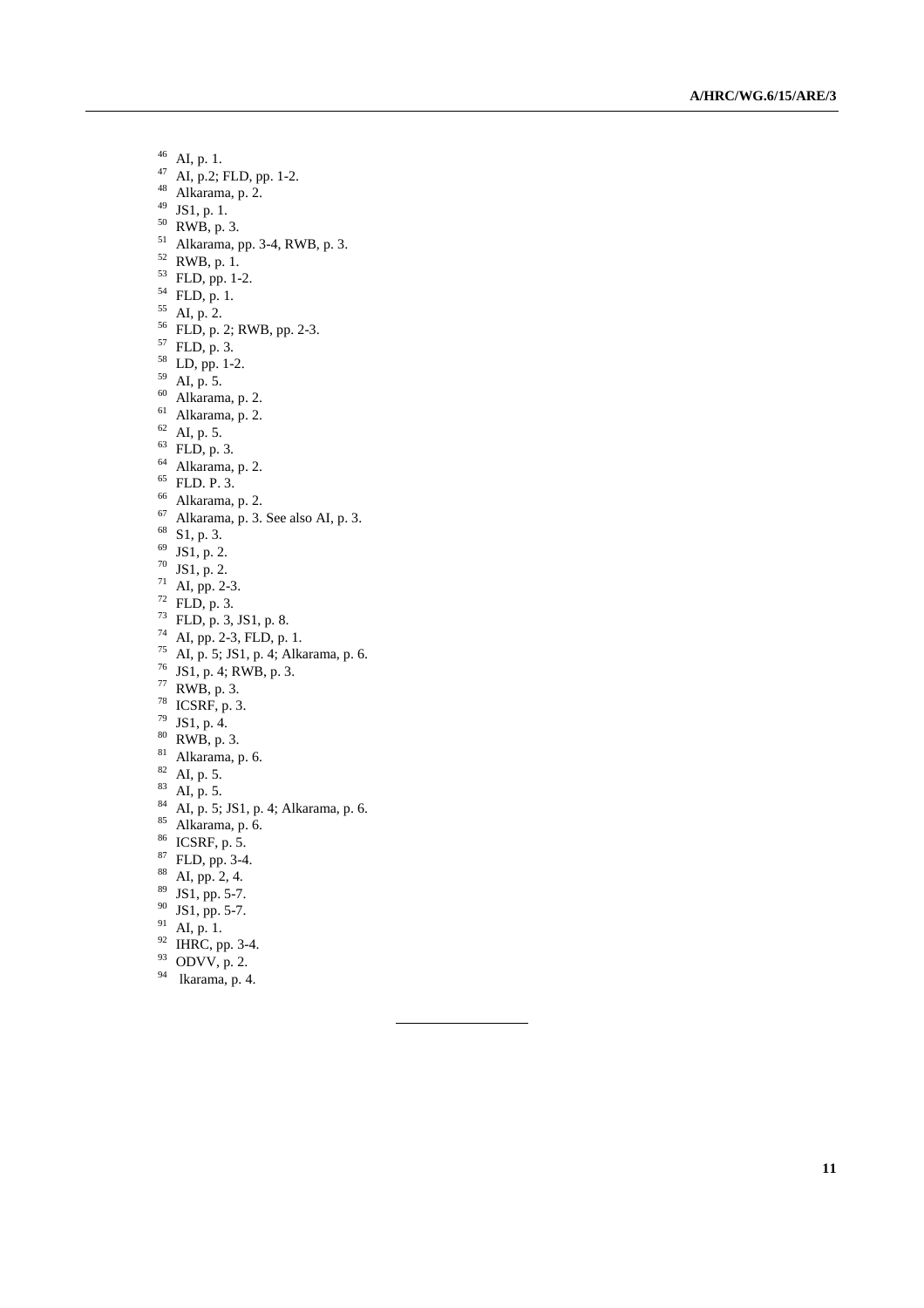[46] AI, p. 1.
[47] AI, p.2; FLD, pp. 1-2.
[48] Alkarama, p. 2.
[49] JS1, p. 1.
[50] RWB, p. 3.
[51] Alkarama, pp. 3-4, RWB, p. 3.
[52] RWB, p. 1.
[53] FLD, pp. 1-2.
[54] FLD, p. 1.
[55] AI, p. 2.
[56] FLD, p. 2; RWB, pp. 2-3.
[57] FLD, p. 3.
[58] LD, pp. 1-2.
[59] AI, p. 5.
[60] Alkarama, p. 2.
[61] Alkarama, p. 2.
[62] AI, p. 5.
[63] FLD, p. 3.
[64] Alkarama, p. 2.
[65] FLD. P. 3.
[66] Alkarama, p. 2.
[67] Alkarama, p. 3. See also AI, p. 3.
[68] S1, p. 3.
[69] JS1, p. 2.
[70] JS1, p. 2.
[71] AI, pp. 2-3.
[72] FLD, p. 3.
[73] FLD, p. 3, JS1, p. 8.
[74] AI, pp. 2-3, FLD, p. 1.
[75] AI, p. 5; JS1, p. 4; Alkarama, p. 6.
[76] JS1, p. 4; RWB, p. 3.
[77] RWB, p. 3.
[78] ICSRF, p. 3.
[79] JS1, p. 4.
[80] RWB, p. 3.
[81] Alkarama, p. 6.
[82] AI, p. 5.
[83] AI, p. 5.
[84] AI, p. 5; JS1, p. 4; Alkarama, p. 6.
[85] Alkarama, p. 6.
[86] ICSRF, p. 5.
[87] FLD, pp. 3-4.
[88] AI, pp. 2, 4.
[89] JS1, pp. 5-7.
[90] JS1, pp. 5-7.
[91] AI, p. 1.
[92] IHRC, pp. 3-4.
[93] ODVV, p. 2.
[94] lkarama, p. 4.